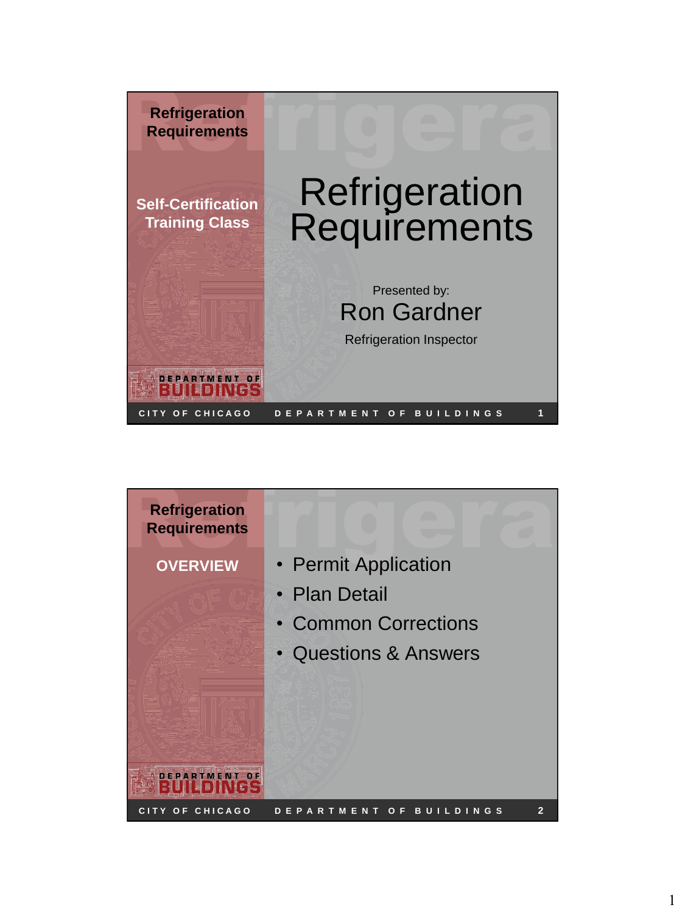## Refrigeration Requirements

**Self-Certification Training Class**

# Refrigeration Requirements

Presented by:

Ron Gardner

Refrigeration Inspector

CITY OF CHICAGO DEPARTMENT OF BUILDINGS

---

## Refrigeration Requirements

**OVERVIEW**

- Permit Application
- Plan Detail
- Common Corrections
- Questions & Answers

CITY OF CHICAGO DEPARTMENT OF BUILDINGS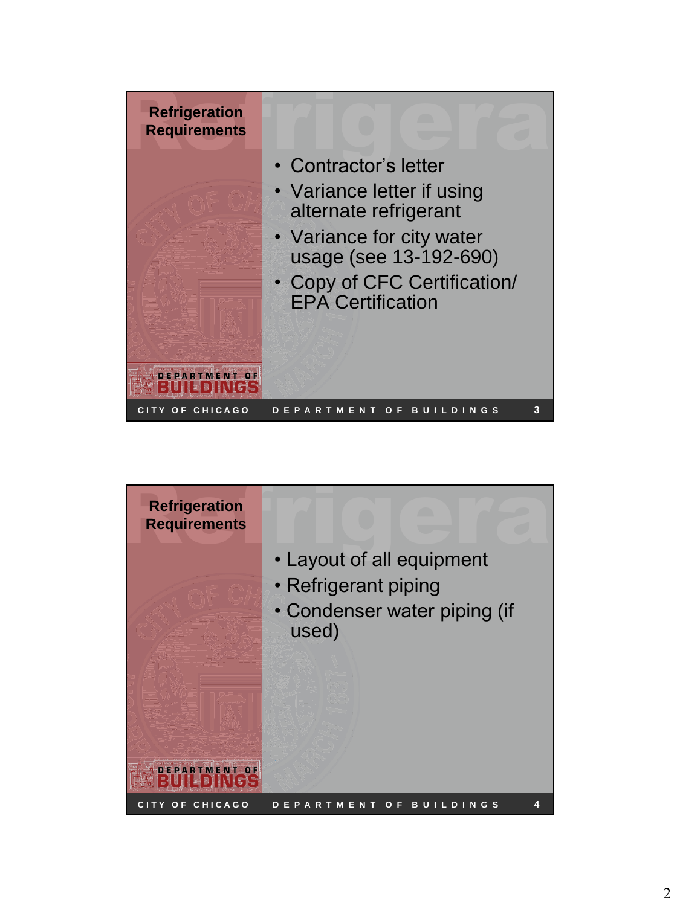## Refrigeration Requirements

- Contractor's letter
- Variance letter if using alternate refrigerant
- Variance for city water usage (see 13-192-690)
- Copy of CFC Certification/ EPA Certification

## Refrigeration Requirements

- Layout of all equipment
- Refrigerant piping
- Condenser water piping (if used)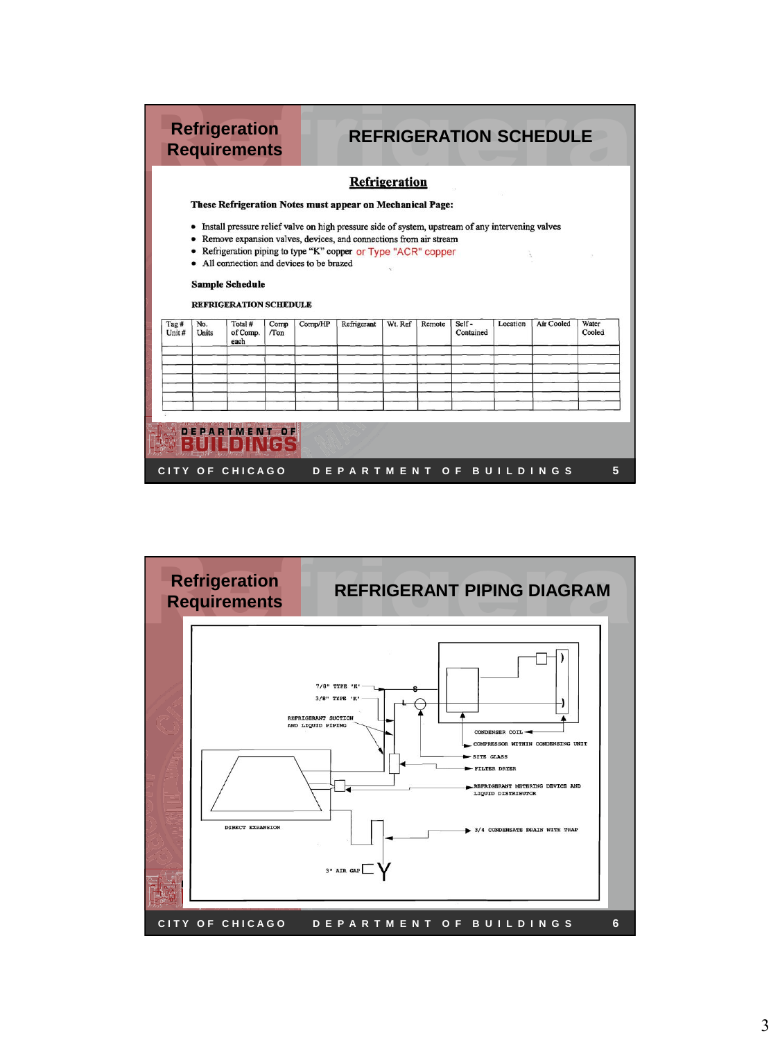## Refrigeration Requirements

## REFRIGERATION SCHEDULE

### Refrigeration

**These Refrigeration Notes must appear on Mechanical Page:**

- Install pressure relief valve on high pressure side of system, upstream of any intervening valves
- Remove expansion valves, devices, and connections from air stream
- Refrigeration piping to type "K" copper or Type "ACR" copper
- All connection and devices to be brazed

**Sample Schedule**

**REFRIGERATION SCHEDULE**

| Tag # Unit # | No. Units | Total # of Comp. each | Comp /Ton | Comp/HP | Refrigerant | Wt. Ref | Remote | Self - Contained | Location | Air Cooled | Water Cooled |
|---|---|---|---|---|---|---|---|---|---|---|---|
| | | | | | | | | | | | |
| | | | | | | | | | | | |
| | | | | | | | | | | | |
| | | | | | | | | | | | |
| | | | | | | | | | | | |
| | | | | | | | | | | | |

## Refrigeration Requirements

## REFRIGERANT PIPING DIAGRAM

7/8" TYPE 'K'

3/8" TYPE 'K'

S

L

REFRIGERANT SUCTION AND LIQUID PIPING

CONDENSER COIL

COMPRESSOR WITHIN CONDENSING UNIT

SITE GLASS

FILTER DRYER

REFRIGERANT METERING DEVICE AND LIQUID DISTRIBUTOR

DIRECT EXPANSION

3/4 CONDENSATE DRAIN WITH TRAP

3" AIR GAP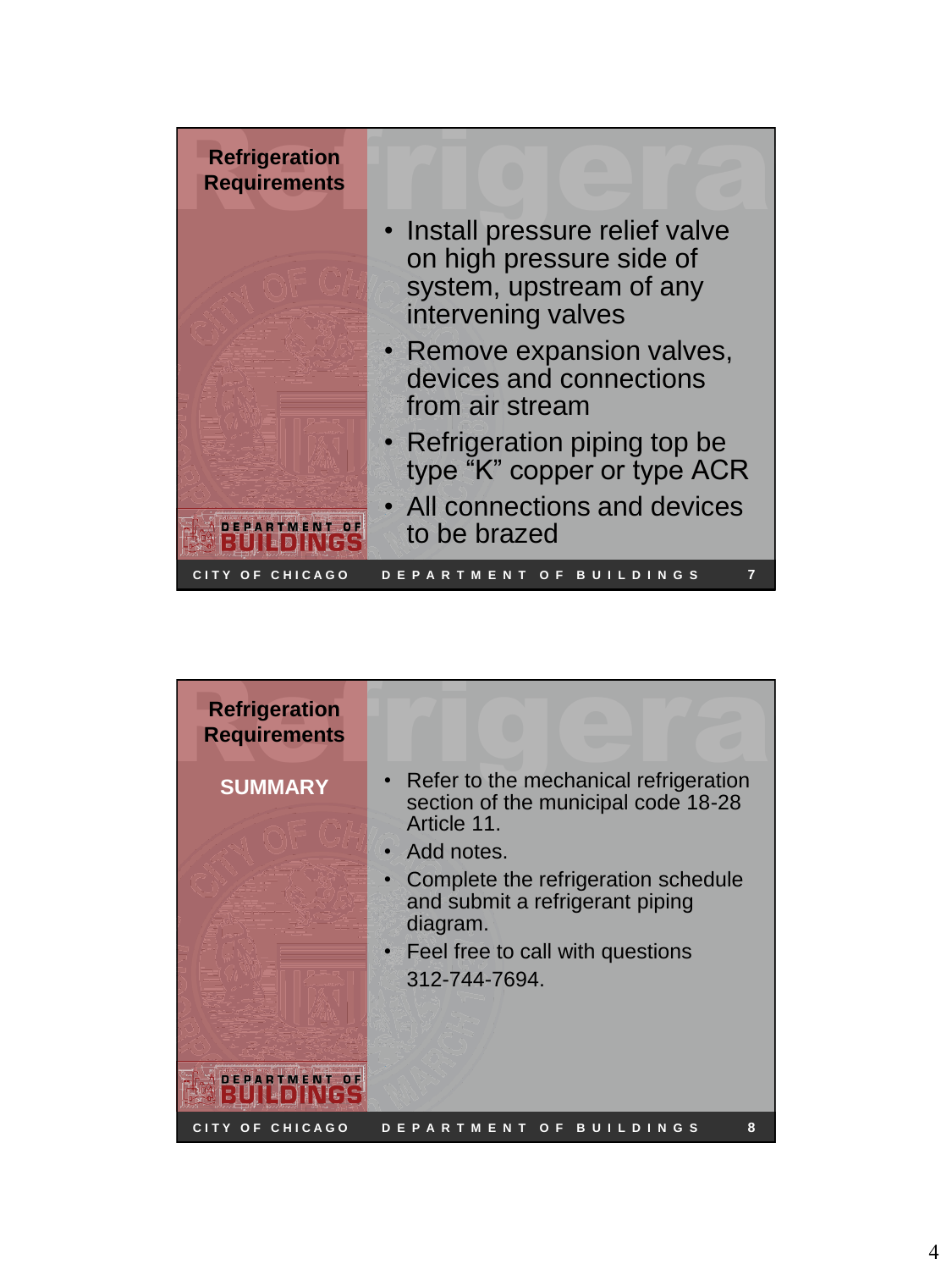## Refrigeration Requirements

- Install pressure relief valve on high pressure side of system, upstream of any intervening valves
- Remove expansion valves, devices and connections from air stream
- Refrigeration piping top be type “K” copper or type ACR
- All connections and devices to be brazed

## Refrigeration Requirements

### SUMMARY

- Refer to the mechanical refrigeration section of the municipal code 18-28 Article 11.
- Add notes.
- Complete the refrigeration schedule and submit a refrigerant piping diagram.
- Feel free to call with questions 312-744-7694.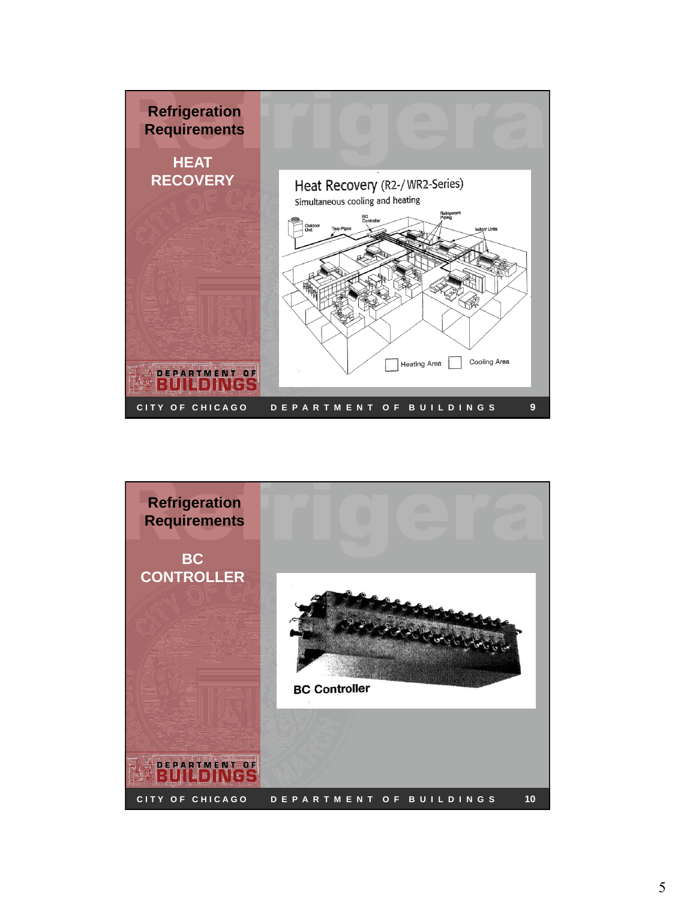## Refrigeration Requirements

### HEAT RECOVERY

Heat Recovery (R2-/WR2-Series)

Simultaneous cooling and heating

Outdoor Unit

Two-Pipes

BC Controller

Refrigerant Piping

Indoor Units

Heating Area

Cooling Area

---

## Refrigeration Requirements

### BC CONTROLLER

BC Controller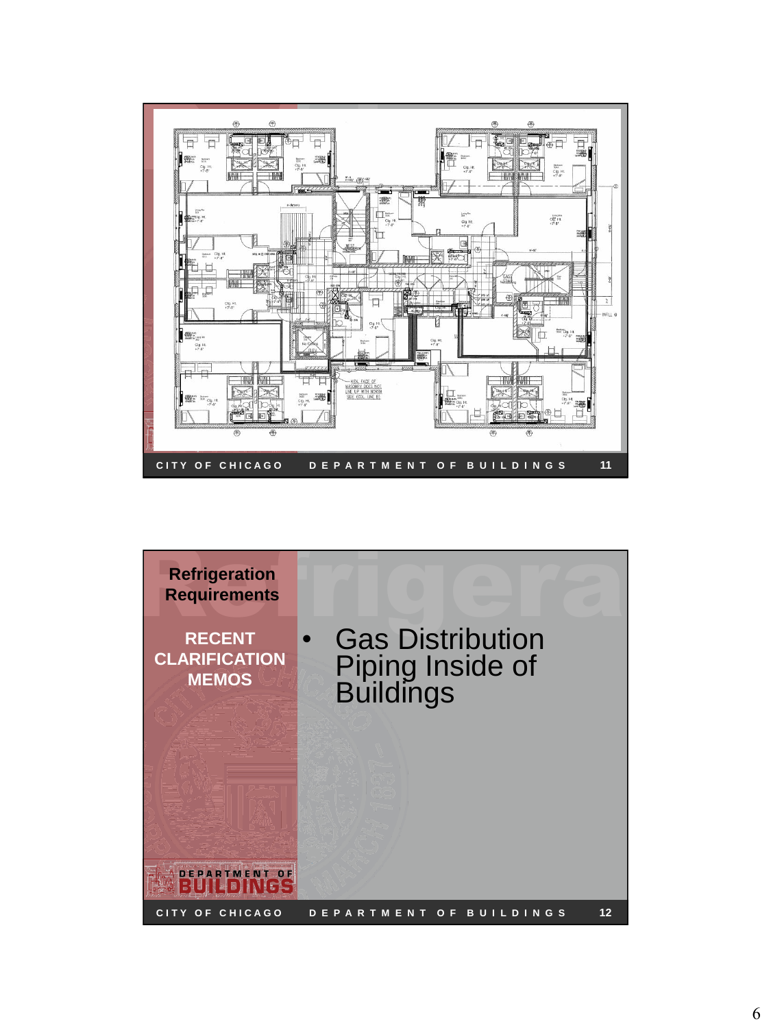## Refrigeration Requirements

**RECENT CLARIFICATION MEMOS**

- Gas Distribution Piping Inside of Buildings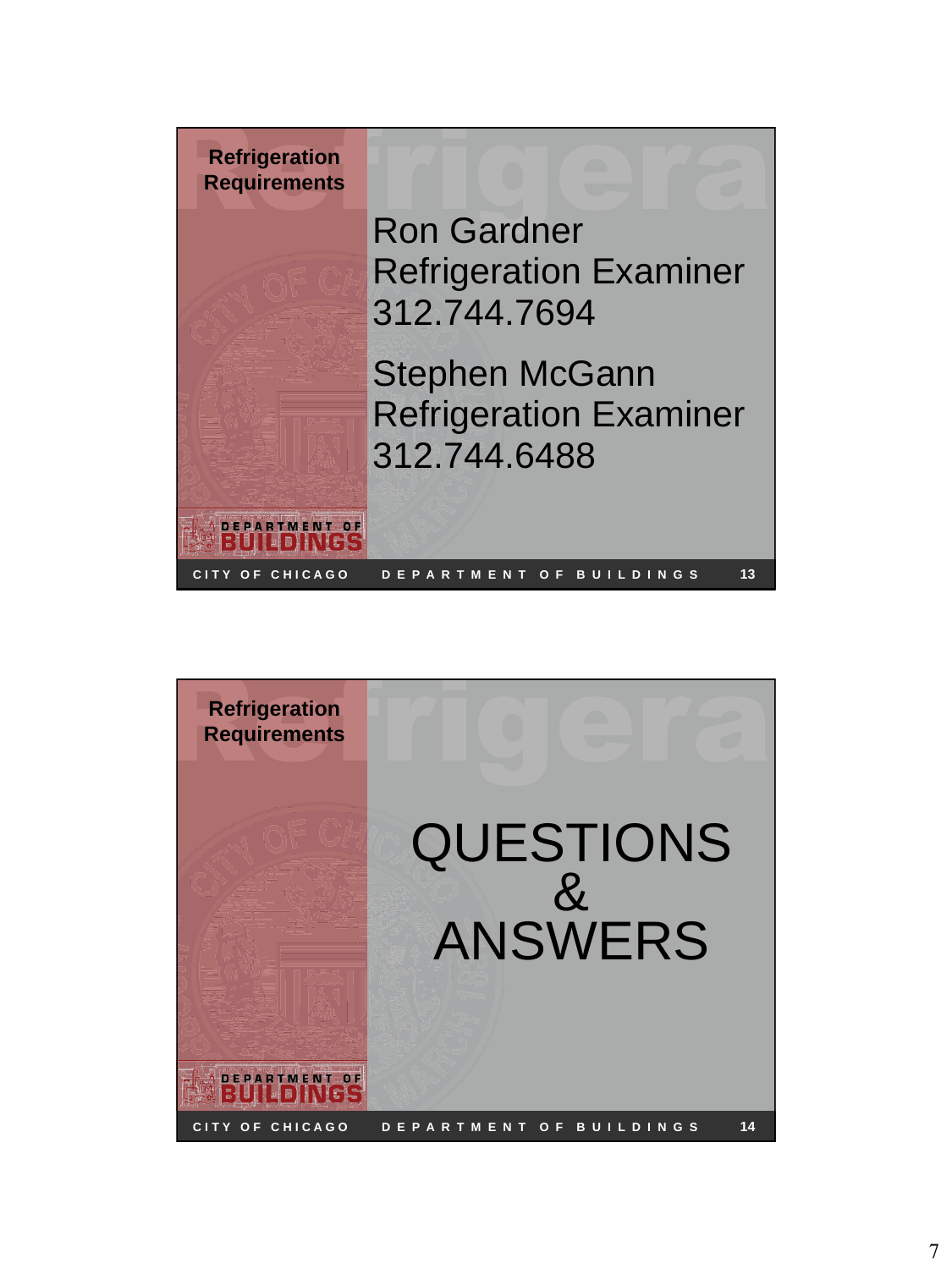## Refrigeration Requirements

Ron Gardner
Refrigeration Examiner
312.744.7694

Stephen McGann
Refrigeration Examiner
312.744.6488

CITY OF CHICAGO DEPARTMENT OF BUILDINGS 13

## Refrigeration Requirements

QUESTIONS
&
ANSWERS

CITY OF CHICAGO DEPARTMENT OF BUILDINGS 14